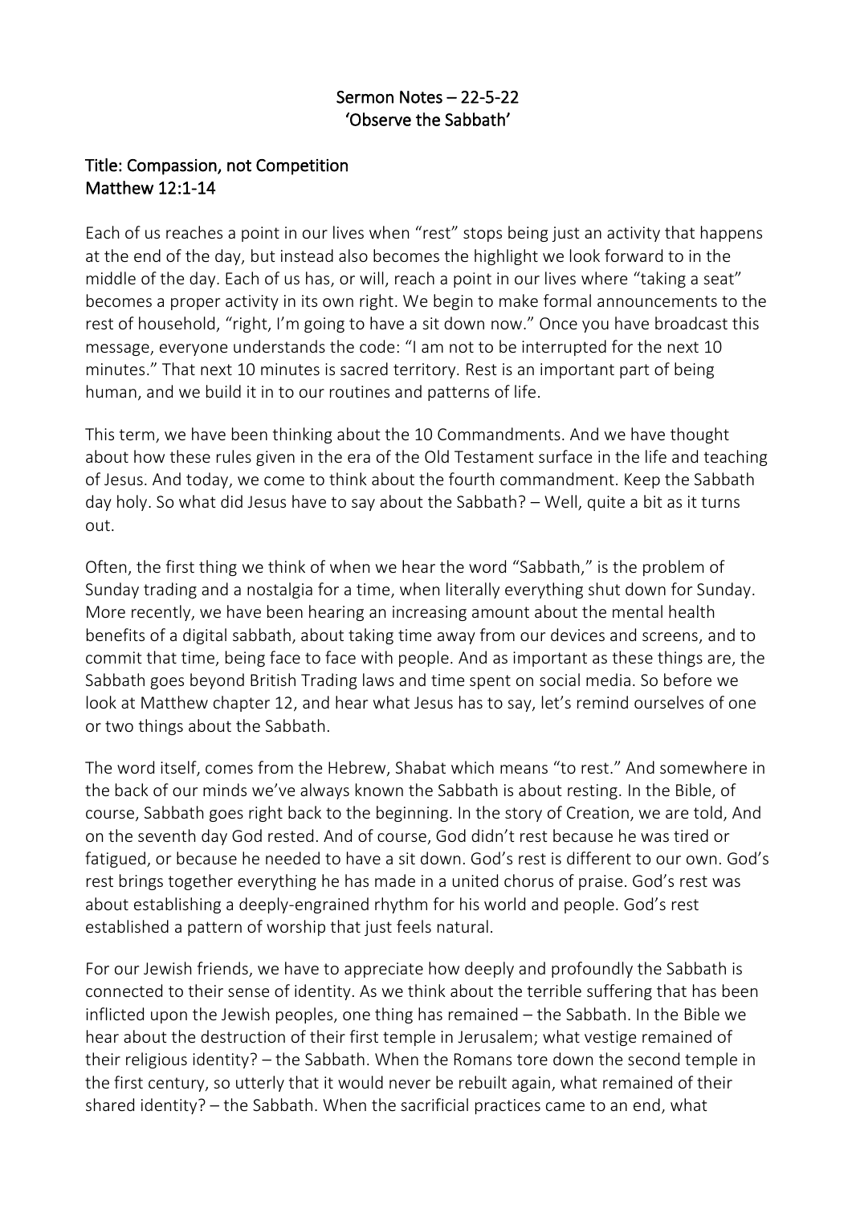**Sermon Notes – 22-5-22**
**'Observe the Sabbath'**

**Title: Compassion, not Competition**
**Matthew 12:1-14**

Each of us reaches a point in our lives when "rest" stops being just an activity that happens at the end of the day, but instead also becomes the highlight we look forward to in the middle of the day. Each of us has, or will, reach a point in our lives where "taking a seat" becomes a proper activity in its own right. We begin to make formal announcements to the rest of household, "right, I'm going to have a sit down now." Once you have broadcast this message, everyone understands the code: "I am not to be interrupted for the next 10 minutes." That next 10 minutes is sacred territory. Rest is an important part of being human, and we build it in to our routines and patterns of life.

This term, we have been thinking about the 10 Commandments. And we have thought about how these rules given in the era of the Old Testament surface in the life and teaching of Jesus. And today, we come to think about the fourth commandment. Keep the Sabbath day holy. So what did Jesus have to say about the Sabbath? – Well, quite a bit as it turns out.

Often, the first thing we think of when we hear the word "Sabbath," is the problem of Sunday trading and a nostalgia for a time, when literally everything shut down for Sunday. More recently, we have been hearing an increasing amount about the mental health benefits of a digital sabbath, about taking time away from our devices and screens, and to commit that time, being face to face with people. And as important as these things are, the Sabbath goes beyond British Trading laws and time spent on social media. So before we look at Matthew chapter 12, and hear what Jesus has to say, let's remind ourselves of one or two things about the Sabbath.

The word itself, comes from the Hebrew, Shabat which means "to rest." And somewhere in the back of our minds we've always known the Sabbath is about resting. In the Bible, of course, Sabbath goes right back to the beginning. In the story of Creation, we are told, And on the seventh day God rested. And of course, God didn't rest because he was tired or fatigued, or because he needed to have a sit down. God's rest is different to our own. God's rest brings together everything he has made in a united chorus of praise. God's rest was about establishing a deeply-engrained rhythm for his world and people. God's rest established a pattern of worship that just feels natural.

For our Jewish friends, we have to appreciate how deeply and profoundly the Sabbath is connected to their sense of identity. As we think about the terrible suffering that has been inflicted upon the Jewish peoples, one thing has remained – the Sabbath. In the Bible we hear about the destruction of their first temple in Jerusalem; what vestige remained of their religious identity? – the Sabbath. When the Romans tore down the second temple in the first century, so utterly that it would never be rebuilt again, what remained of their shared identity? – the Sabbath. When the sacrificial practices came to an end, what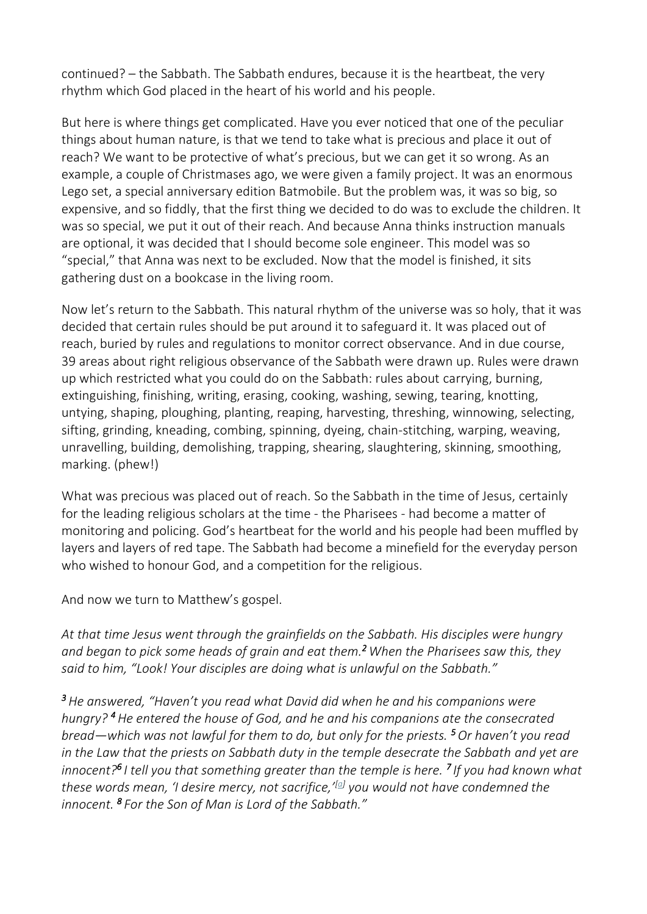continued? – the Sabbath. The Sabbath endures, because it is the heartbeat, the very rhythm which God placed in the heart of his world and his people.

But here is where things get complicated. Have you ever noticed that one of the peculiar things about human nature, is that we tend to take what is precious and place it out of reach? We want to be protective of what's precious, but we can get it so wrong. As an example, a couple of Christmases ago, we were given a family project. It was an enormous Lego set, a special anniversary edition Batmobile. But the problem was, it was so big, so expensive, and so fiddly, that the first thing we decided to do was to exclude the children. It was so special, we put it out of their reach. And because Anna thinks instruction manuals are optional, it was decided that I should become sole engineer. This model was so "special," that Anna was next to be excluded. Now that the model is finished, it sits gathering dust on a bookcase in the living room.

Now let's return to the Sabbath. This natural rhythm of the universe was so holy, that it was decided that certain rules should be put around it to safeguard it. It was placed out of reach, buried by rules and regulations to monitor correct observance. And in due course, 39 areas about right religious observance of the Sabbath were drawn up. Rules were drawn up which restricted what you could do on the Sabbath: rules about carrying, burning, extinguishing, finishing, writing, erasing, cooking, washing, sewing, tearing, knotting, untying, shaping, ploughing, planting, reaping, harvesting, threshing, winnowing, selecting, sifting, grinding, kneading, combing, spinning, dyeing, chain-stitching, warping, weaving, unravelling, building, demolishing, trapping, shearing, slaughtering, skinning, smoothing, marking. (phew!)

What was precious was placed out of reach. So the Sabbath in the time of Jesus, certainly for the leading religious scholars at the time - the Pharisees - had become a matter of monitoring and policing. God's heartbeat for the world and his people had been muffled by layers and layers of red tape. The Sabbath had become a minefield for the everyday person who wished to honour God, and a competition for the religious.

And now we turn to Matthew's gospel.

*At that time Jesus went through the grainfields on the Sabbath. His disciples were hungry and began to pick some heads of grain and eat them.* ***2*** *When the Pharisees saw this, they said to him, "Look! Your disciples are doing what is unlawful on the Sabbath."*

***3*** *He answered, "Haven't you read what David did when he and his companions were hungry?* ***4*** *He entered the house of God, and he and his companions ate the consecrated bread—which was not lawful for them to do, but only for the priests.* ***5*** *Or haven't you read in the Law that the priests on Sabbath duty in the temple desecrate the Sabbath and yet are innocent?* ***6*** *I tell you that something greater than the temple is here.* ***7*** *If you had known what these words mean, 'I desire mercy, not sacrifice,'[a] you would not have condemned the innocent.* ***8*** *For the Son of Man is Lord of the Sabbath."*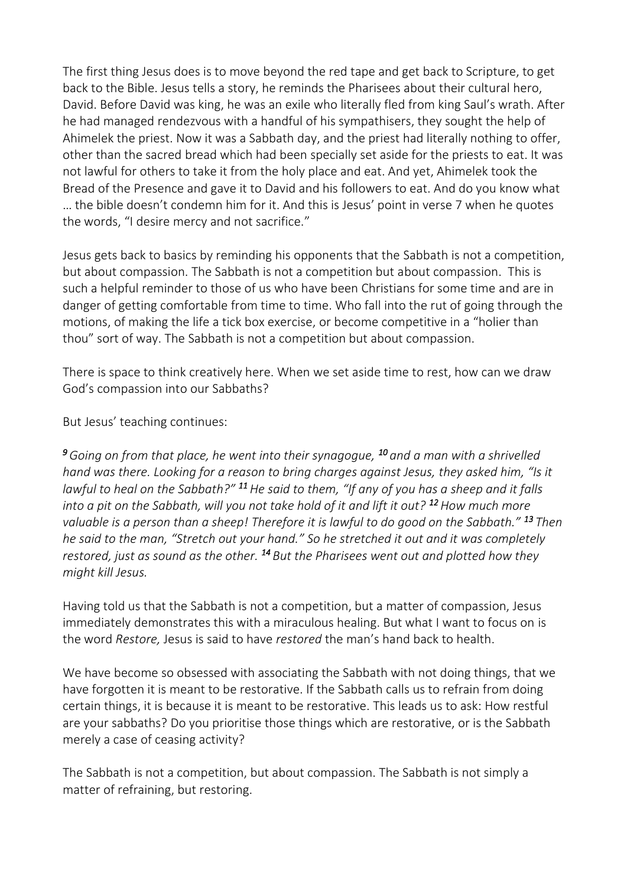The first thing Jesus does is to move beyond the red tape and get back to Scripture, to get back to the Bible. Jesus tells a story, he reminds the Pharisees about their cultural hero, David. Before David was king, he was an exile who literally fled from king Saul's wrath. After he had managed rendezvous with a handful of his sympathisers, they sought the help of Ahimelek the priest. Now it was a Sabbath day, and the priest had literally nothing to offer, other than the sacred bread which had been specially set aside for the priests to eat. It was not lawful for others to take it from the holy place and eat. And yet, Ahimelek took the Bread of the Presence and gave it to David and his followers to eat. And do you know what … the bible doesn't condemn him for it. And this is Jesus' point in verse 7 when he quotes the words, "I desire mercy and not sacrifice."

Jesus gets back to basics by reminding his opponents that the Sabbath is not a competition, but about compassion. The Sabbath is not a competition but about compassion. This is such a helpful reminder to those of us who have been Christians for some time and are in danger of getting comfortable from time to time. Who fall into the rut of going through the motions, of making the life a tick box exercise, or become competitive in a "holier than thou" sort of way. The Sabbath is not a competition but about compassion.

There is space to think creatively here. When we set aside time to rest, how can we draw God's compassion into our Sabbaths?

But Jesus' teaching continues:

***9*** *Going on from that place, he went into their synagogue,* ***10*** *and a man with a shrivelled hand was there. Looking for a reason to bring charges against Jesus, they asked him, "Is it lawful to heal on the Sabbath?"* ***11*** *He said to them, "If any of you has a sheep and it falls into a pit on the Sabbath, will you not take hold of it and lift it out?* ***12*** *How much more valuable is a person than a sheep! Therefore it is lawful to do good on the Sabbath."* ***13*** *Then he said to the man, "Stretch out your hand." So he stretched it out and it was completely restored, just as sound as the other.* ***14*** *But the Pharisees went out and plotted how they might kill Jesus.*

Having told us that the Sabbath is not a competition, but a matter of compassion, Jesus immediately demonstrates this with a miraculous healing. But what I want to focus on is the word *Restore,* Jesus is said to have *restored* the man's hand back to health.

We have become so obsessed with associating the Sabbath with not doing things, that we have forgotten it is meant to be restorative. If the Sabbath calls us to refrain from doing certain things, it is because it is meant to be restorative. This leads us to ask: How restful are your sabbaths? Do you prioritise those things which are restorative, or is the Sabbath merely a case of ceasing activity?

The Sabbath is not a competition, but about compassion. The Sabbath is not simply a matter of refraining, but restoring.